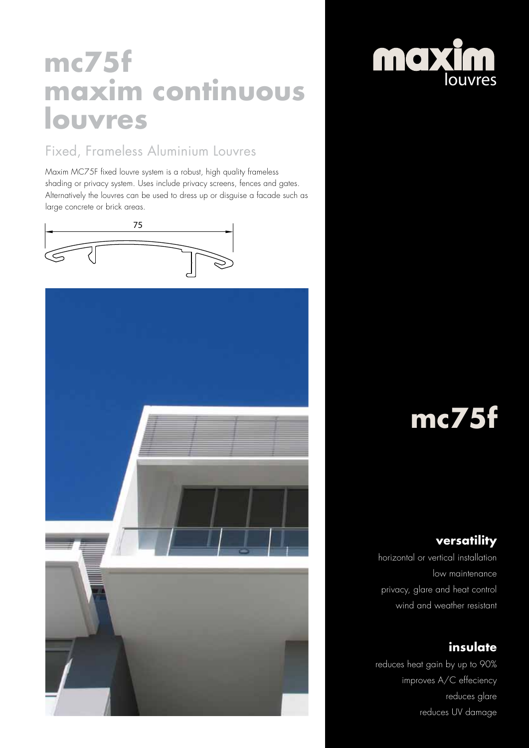# mc75f maxim continuous louvres

## Fixed, Frameless Aluminium Louvres

Maxim MC75F fixed louvre system is a robust, high quality frameless shading or privacy system. Uses include privacy screens, fences and gates. Alternatively the louvres can be used to dress up or disguise a facade such as large concrete or brick areas.

75

maxim louvres

# mc75f

### versatility

horizontal or vertical installation
low maintenance
privacy, glare and heat control
wind and weather resistant

### insulate

reduces heat gain by up to 90%
improves A/C effeciency
reduces glare
reduces UV damage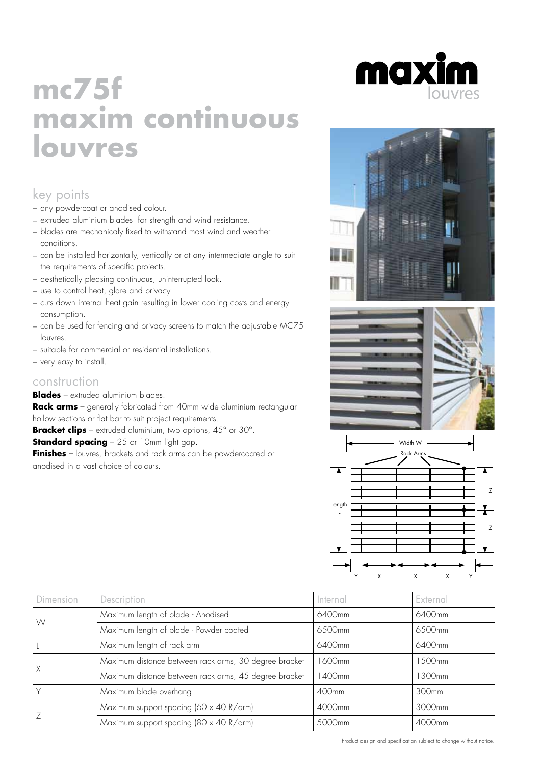# mc75f maxim continuous louvres

maxim louvres

## key points

- any powdercoat or anodised colour.
- extruded aluminium blades for strength and wind resistance.
- blades are mechanicaly fixed to withstand most wind and weather conditions.
- can be installed horizontally, vertically or at any intermediate angle to suit the requirements of specific projects.
- aesthetically pleasing continuous, uninterrupted look.
- use to control heat, glare and privacy.
- cuts down internal heat gain resulting in lower cooling costs and energy consumption.
- can be used for fencing and privacy screens to match the adjustable MC75 louvres.
- suitable for commercial or residential installations.
- very easy to install.

## construction

**Blades** – extruded aluminium blades.
**Rack arms** – generally fabricated from 40mm wide aluminium rectangular hollow sections or flat bar to suit project requirements.
**Bracket clips** – extruded aluminium, two options, 45° or 30°.
**Standard spacing** – 25 or 10mm light gap.
**Finishes** – louvres, brackets and rack arms can be powdercoated or anodised in a vast choice of colours.

Width W
Rack Arms
Length L
Z
Z
Y X X X Y

| Dimension | Description | Internal | External |
|---|---|---|---|
| W | Maximum length of blade - Anodised | 6400mm | 6400mm |
| | Maximum length of blade - Powder coated | 6500mm | 6500mm |
| L | Maximum length of rack arm | 6400mm | 6400mm |
| X | Maximum distance between rack arms, 30 degree bracket | 1600mm | 1500mm |
| | Maximum distance between rack arms, 45 degree bracket | 1400mm | 1300mm |
| Y | Maximum blade overhang | 400mm | 300mm |
| Z | Maximum support spacing (60 x 40 R/arm) | 4000mm | 3000mm |
| | Maximum support spacing (80 x 40 R/arm) | 5000mm | 4000mm |

Product design and specification subject to change without notice.